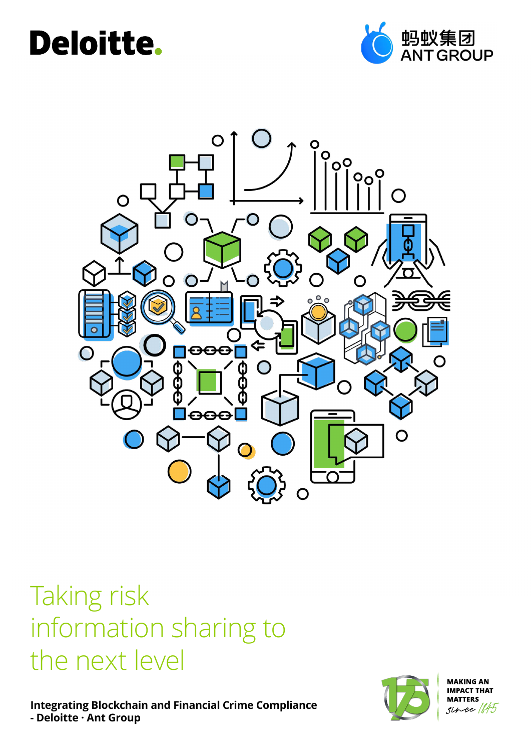Deloitte.

蚂蚁集团
ANT GROUP

# Taking risk information sharing to the next level

**Integrating Blockchain and Financial Crime Compliance - Deloitte · Ant Group**

MAKING AN IMPACT THAT MATTERS since 1845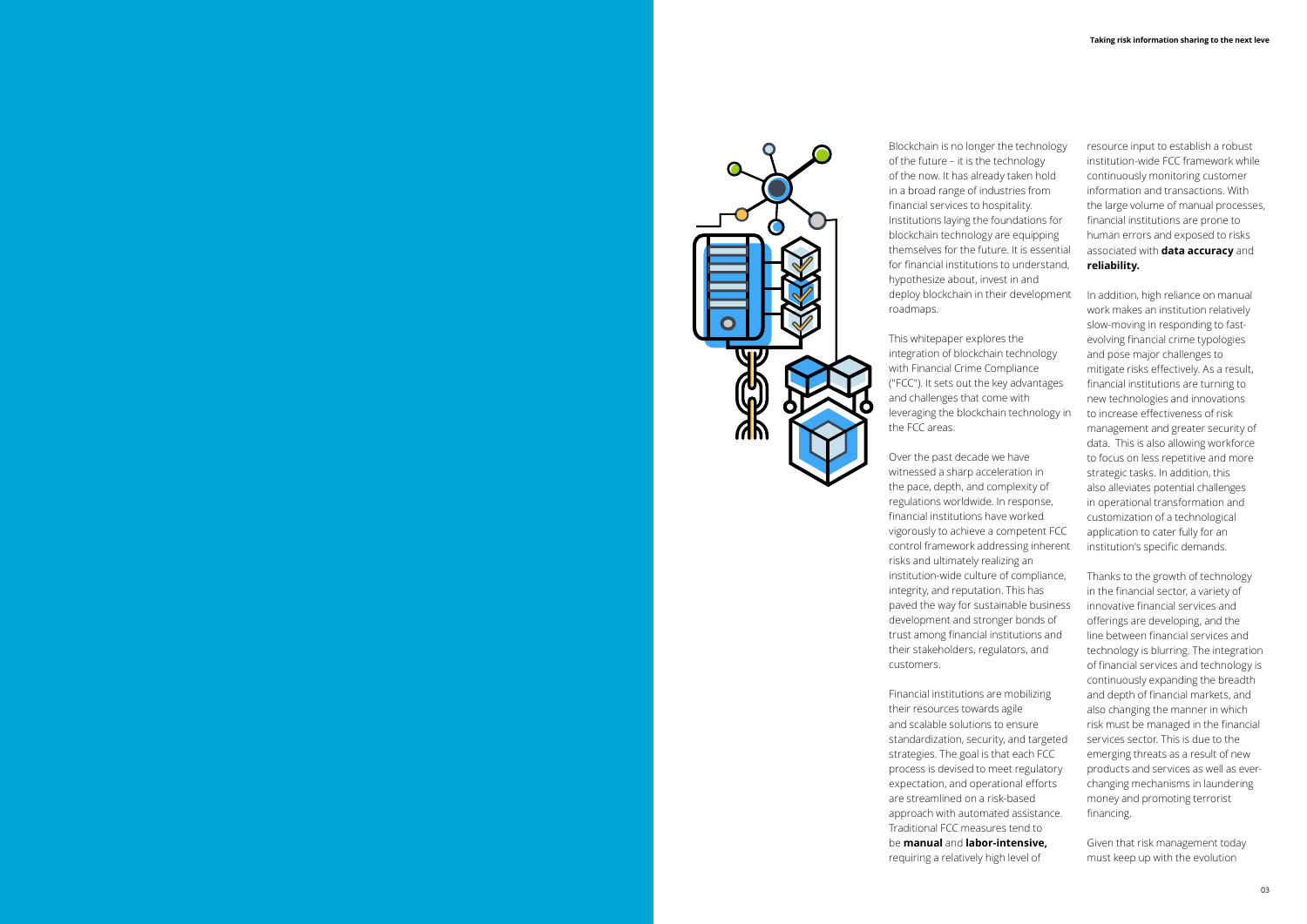Blockchain is no longer the technology of the future – it is the technology of the now. It has already taken hold in a broad range of industries from financial services to hospitality. Institutions laying the foundations for blockchain technology are equipping themselves for the future. It is essential for financial institutions to understand, hypothesize about, invest in and deploy blockchain in their development roadmaps.

This whitepaper explores the integration of blockchain technology with Financial Crime Compliance ("FCC"). It sets out the key advantages and challenges that come with leveraging the blockchain technology in the FCC areas.

Over the past decade we have witnessed a sharp acceleration in the pace, depth, and complexity of regulations worldwide. In response, financial institutions have worked vigorously to achieve a competent FCC control framework addressing inherent risks and ultimately realizing an institution-wide culture of compliance, integrity, and reputation. This has paved the way for sustainable business development and stronger bonds of trust among financial institutions and their stakeholders, regulators, and customers.

Financial institutions are mobilizing their resources towards agile and scalable solutions to ensure standardization, security, and targeted strategies. The goal is that each FCC process is devised to meet regulatory expectation, and operational efforts are streamlined on a risk-based approach with automated assistance. Traditional FCC measures tend to be **manual** and **labor-intensive,** requiring a relatively high level of resource input to establish a robust institution-wide FCC framework while continuously monitoring customer information and transactions. With the large volume of manual processes, financial institutions are prone to human errors and exposed to risks associated with **data accuracy** and **reliability.**

In addition, high reliance on manual work makes an institution relatively slow-moving in responding to fast-evolving financial crime typologies and pose major challenges to mitigate risks effectively. As a result, financial institutions are turning to new technologies and innovations to increase effectiveness of risk management and greater security of data. This is also allowing workforce to focus on less repetitive and more strategic tasks. In addition, this also alleviates potential challenges in operational transformation and customization of a technological application to cater fully for an institution's specific demands.

Thanks to the growth of technology in the financial sector, a variety of innovative financial services and offerings are developing, and the line between financial services and technology is blurring. The integration of financial services and technology is continuously expanding the breadth and depth of financial markets, and also changing the manner in which risk must be managed in the financial services sector. This is due to the emerging threats as a result of new products and services as well as ever-changing mechanisms in laundering money and promoting terrorist financing.

Given that risk management today must keep up with the evolution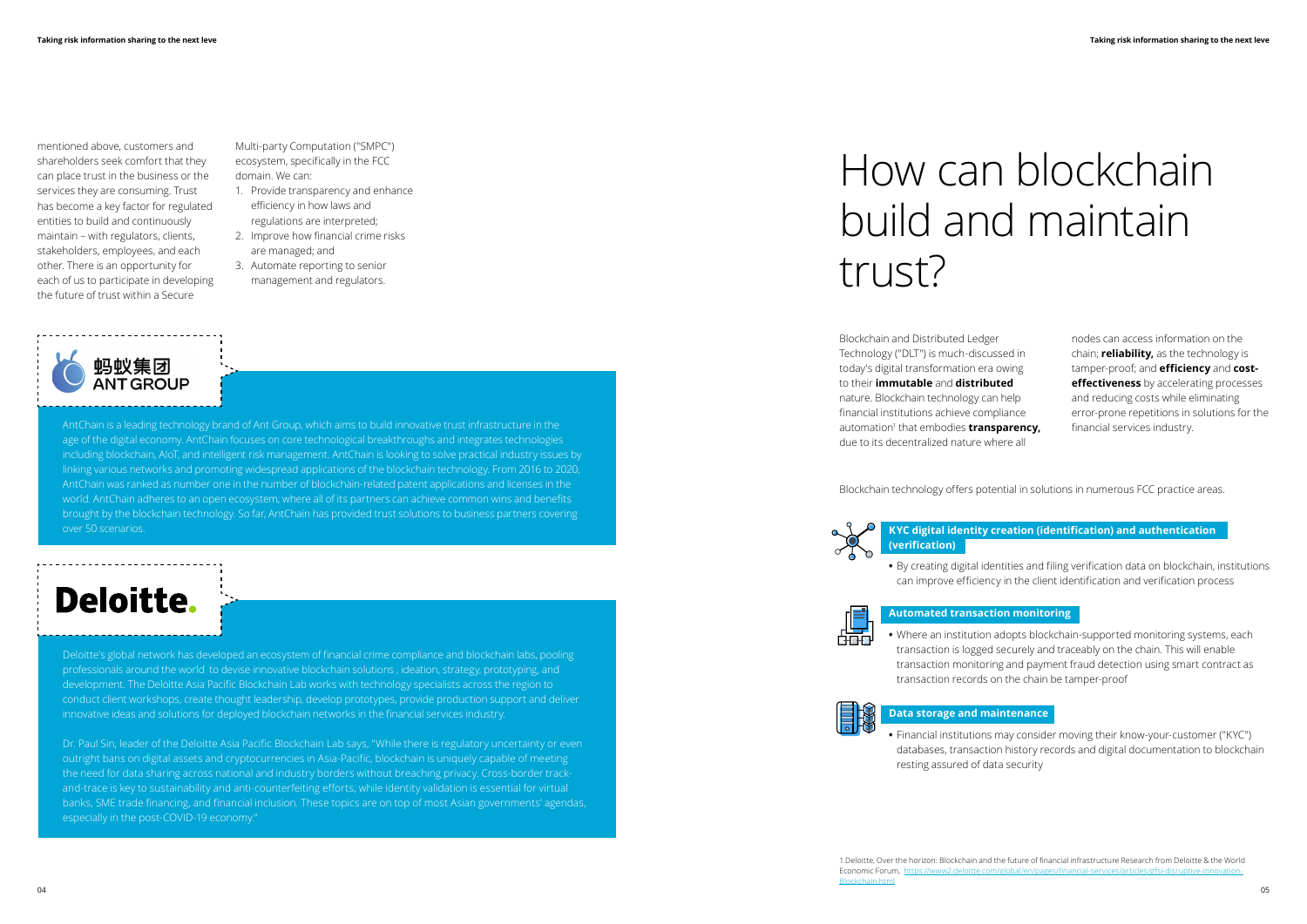mentioned above, customers and shareholders seek comfort that they can place trust in the business or the services they are consuming. Trust has become a key factor for regulated entities to build and continuously maintain – with regulators, clients, stakeholders, employees, and each other. There is an opportunity for each of us to participate in developing the future of trust within a Secure Multi-party Computation ("SMPC") ecosystem, specifically in the FCC domain. We can:

1. Provide transparency and enhance efficiency in how laws and regulations are interpreted;
2. Improve how financial crime risks are managed; and
3. Automate reporting to senior management and regulators.

蚂蚁集团 ANT GROUP

AntChain is a leading technology brand of Ant Group, which aims to build innovative trust infrastructure in the age of the digital economy. AntChain focuses on core technological breakthroughs and integrates technologies including blockchain, AIoT, and intelligent risk management. AntChain is looking to solve practical industry issues by linking various networks and promoting widespread applications of the blockchain technology. From 2016 to 2020, AntChain was ranked as number one in the number of blockchain-related patent applications and licenses in the world. AntChain adheres to an open ecosystem, where all of its partners can achieve common wins and benefits brought by the blockchain technology. So far, AntChain has provided trust solutions to business partners covering over 50 scenarios.

Deloitte.

Deloitte's global network has developed an ecosystem of financial crime compliance and blockchain labs, pooling professionals around the world to devise innovative blockchain solutions , ideation, strategy, prototyping, and development. The Deloitte Asia Pacific Blockchain Lab works with technology specialists across the region to conduct client workshops, create thought leadership, develop prototypes, provide production support and deliver innovative ideas and solutions for deployed blockchain networks in the financial services industry.

Dr. Paul Sin, leader of the Deloitte Asia Pacific Blockchain Lab says, "While there is regulatory uncertainty or even outright bans on digital assets and cryptocurrencies in Asia-Pacific, blockchain is uniquely capable of meeting the need for data sharing across national and industry borders without breaching privacy. Cross-border track-and-trace is key to sustainability and anti-counterfeiting efforts, while identity validation is essential for virtual banks, SME trade financing, and financial inclusion. These topics are on top of most Asian governments' agendas, especially in the post-COVID-19 economy."

# How can blockchain build and maintain trust?

Blockchain and Distributed Ledger Technology ("DLT") is much-discussed in today's digital transformation era owing to their **immutable** and **distributed** nature. Blockchain technology can help financial institutions achieve compliance automation[1] that embodies **transparency,** due to its decentralized nature where all nodes can access information on the chain; **reliability,** as the technology is tamper-proof; and **efficiency** and **cost-effectiveness** by accelerating processes and reducing costs while eliminating error-prone repetitions in solutions for the financial services industry.

Blockchain technology offers potential in solutions in numerous FCC practice areas.

**KYC digital identity creation (identification) and authentication (verification)**

- By creating digital identities and filing verification data on blockchain, institutions can improve efficiency in the client identification and verification process

**Automated transaction monitoring**

- Where an institution adopts blockchain-supported monitoring systems, each transaction is logged securely and traceably on the chain. This will enable transaction monitoring and payment fraud detection using smart contract as transaction records on the chain be tamper-proof

**Data storage and maintenance**

- Financial institutions may consider moving their know-your-customer ("KYC") databases, transaction history records and digital documentation to blockchain resting assured of data security

1.Deloitte, Over the horizon: Blockchain and the future of financial infrastructure Research from Deloitte & the World Economic Forum, https://www2.deloitte.com/global/en/pages/financial-services/articles/gfsi-disruptive-innovation-Blockchain.html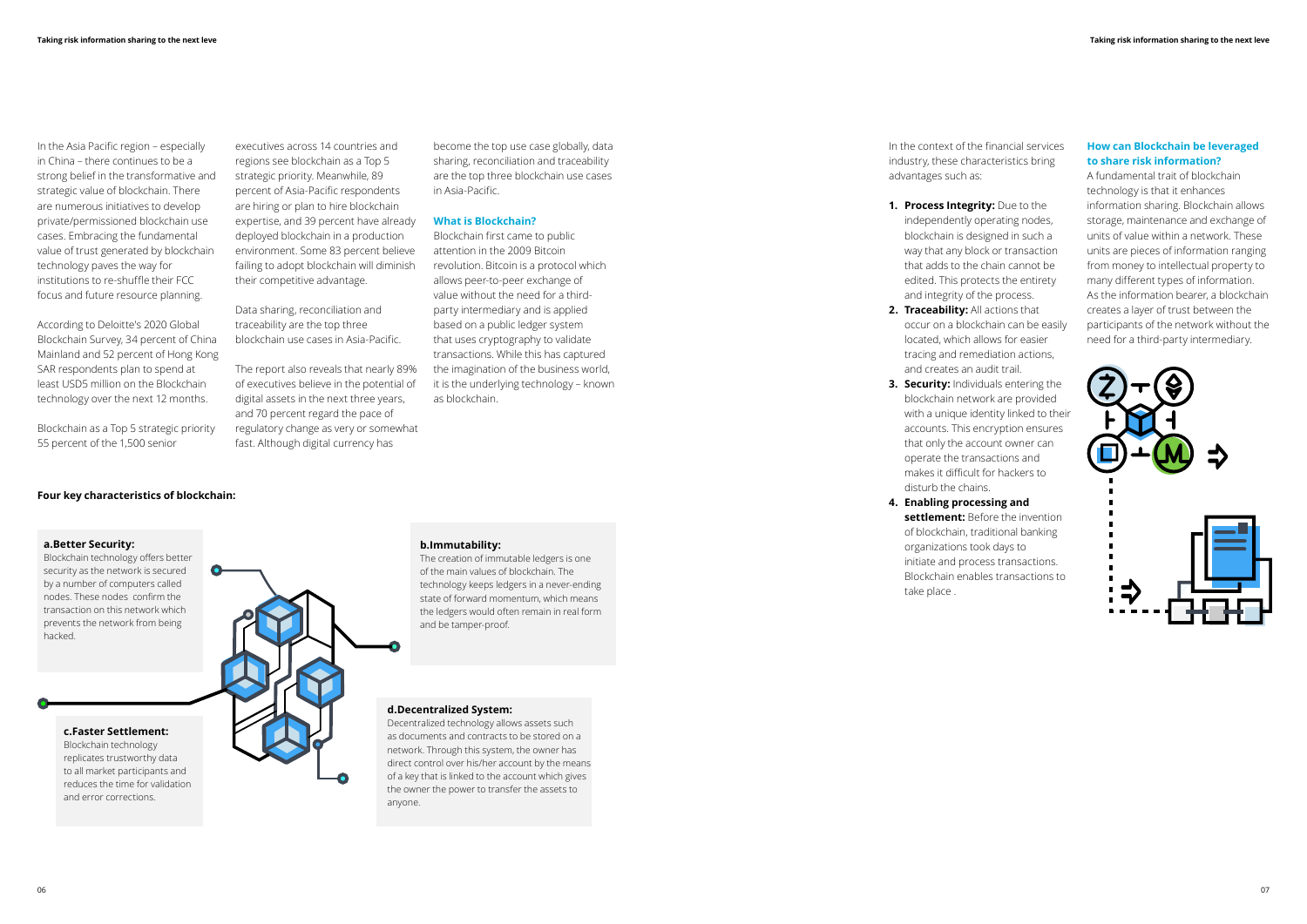In the Asia Pacific region – especially in China – there continues to be a strong belief in the transformative and strategic value of blockchain. There are numerous initiatives to develop private/permissioned blockchain use cases. Embracing the fundamental value of trust generated by blockchain technology paves the way for institutions to re-shuffle their FCC focus and future resource planning.

According to Deloitte's 2020 Global Blockchain Survey, 34 percent of China Mainland and 52 percent of Hong Kong SAR respondents plan to spend at least USD5 million on the Blockchain technology over the next 12 months.

Blockchain as a Top 5 strategic priority 55 percent of the 1,500 senior executives across 14 countries and regions see blockchain as a Top 5 strategic priority. Meanwhile, 89 percent of Asia-Pacific respondents are hiring or plan to hire blockchain expertise, and 39 percent have already deployed blockchain in a production environment. Some 83 percent believe failing to adopt blockchain will diminish their competitive advantage.

Data sharing, reconciliation and traceability are the top three blockchain use cases in Asia-Pacific.

The report also reveals that nearly 89% of executives believe in the potential of digital assets in the next three years, and 70 percent regard the pace of regulatory change as very or somewhat fast. Although digital currency has become the top use case globally, data sharing, reconciliation and traceability are the top three blockchain use cases in Asia-Pacific.

### What is Blockchain?

Blockchain first came to public attention in the 2009 Bitcoin revolution. Bitcoin is a protocol which allows peer-to-peer exchange of value without the need for a third-party intermediary and is applied based on a public ledger system that uses cryptography to validate transactions. While this has captured the imagination of the business world, it is the underlying technology – known as blockchain.

**Four key characteristics of blockchain:**

**a.Better Security:**
Blockchain technology offers better security as the network is secured by a number of computers called nodes. These nodes confirm the transaction on this network which prevents the network from being hacked.

**b.Immutability:**
The creation of immutable ledgers is one of the main values of blockchain. The technology keeps ledgers in a never-ending state of forward momentum, which means the ledgers would often remain in real form and be tamper-proof.

**c.Faster Settlement:**
Blockchain technology replicates trustworthy data to all market participants and reduces the time for validation and error corrections.

**d.Decentralized System:**
Decentralized technology allows assets such as documents and contracts to be stored on a network. Through this system, the owner has direct control over his/her account by the means of a key that is linked to the account which gives the owner the power to transfer the assets to anyone.

In the context of the financial services industry, these characteristics bring advantages such as:

1. **Process Integrity:** Due to the independently operating nodes, blockchain is designed in such a way that any block or transaction that adds to the chain cannot be edited. This protects the entirety and integrity of the process.
2. **Traceability:** All actions that occur on a blockchain can be easily located, which allows for easier tracing and remediation actions, and creates an audit trail.
3. **Security:** Individuals entering the blockchain network are provided with a unique identity linked to their accounts. This encryption ensures that only the account owner can operate the transactions and makes it difficult for hackers to disturb the chains.
4. **Enabling processing and settlement:** Before the invention of blockchain, traditional banking organizations took days to initiate and process transactions. Blockchain enables transactions to take place .

### How can Blockchain be leveraged to share risk information?

A fundamental trait of blockchain technology is that it enhances information sharing. Blockchain allows storage, maintenance and exchange of units of value within a network. These units are pieces of information ranging from money to intellectual property to many different types of information. As the information bearer, a blockchain creates a layer of trust between the participants of the network without the need for a third-party intermediary.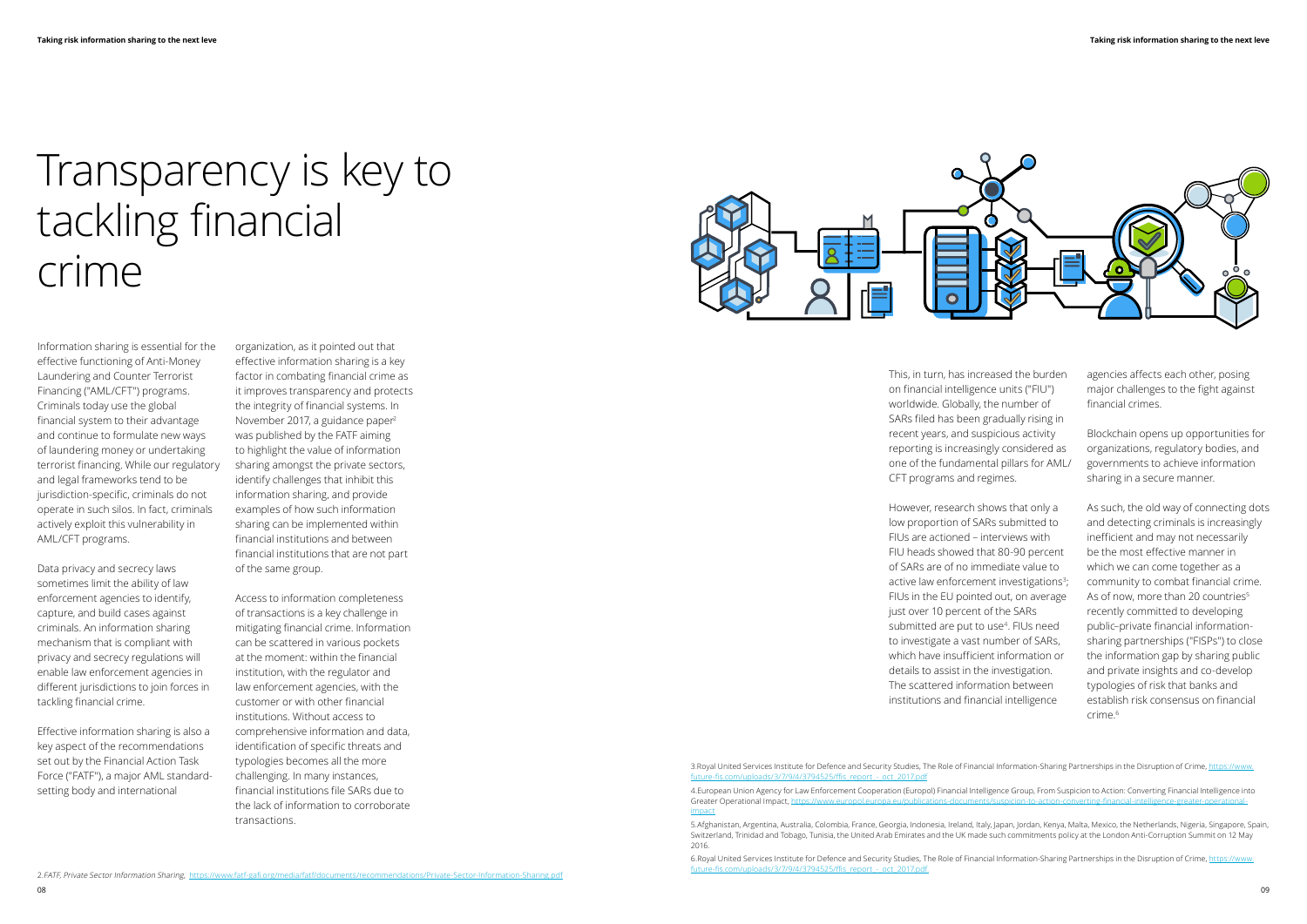# Transparency is key to tackling financial crime

Information sharing is essential for the effective functioning of Anti-Money Laundering and Counter Terrorist Financing ("AML/CFT") programs. Criminals today use the global financial system to their advantage and continue to formulate new ways of laundering money or undertaking terrorist financing. While our regulatory and legal frameworks tend to be jurisdiction-specific, criminals do not operate in such silos. In fact, criminals actively exploit this vulnerability in AML/CFT programs.

Data privacy and secrecy laws sometimes limit the ability of law enforcement agencies to identify, capture, and build cases against criminals. An information sharing mechanism that is compliant with privacy and secrecy regulations will enable law enforcement agencies in different jurisdictions to join forces in tackling financial crime.

Effective information sharing is also a key aspect of the recommendations set out by the Financial Action Task Force ("FATF"), a major AML standard-setting body and international organization, as it pointed out that effective information sharing is a key factor in combating financial crime as it improves transparency and protects the integrity of financial systems. In November 2017, a guidance paper[2] was published by the FATF aiming to highlight the value of information sharing amongst the private sectors, identify challenges that inhibit this information sharing, and provide examples of how such information sharing can be implemented within financial institutions and between financial institutions that are not part of the same group.

Access to information completeness of transactions is a key challenge in mitigating financial crime. Information can be scattered in various pockets at the moment: within the financial institution, with the regulator and law enforcement agencies, with the customer or with other financial institutions. Without access to comprehensive information and data, identification of specific threats and typologies becomes all the more challenging. In many instances, financial institutions file SARs due to the lack of information to corroborate transactions.

This, in turn, has increased the burden on financial intelligence units ("FIU") worldwide. Globally, the number of SARs filed has been gradually rising in recent years, and suspicious activity reporting is increasingly considered as one of the fundamental pillars for AML/CFT programs and regimes.

However, research shows that only a low proportion of SARs submitted to FIUs are actioned – interviews with FIU heads showed that 80-90 percent of SARs are of no immediate value to active law enforcement investigations[3]; FIUs in the EU pointed out, on average just over 10 percent of the SARs submitted are put to use[4]. FIUs need to investigate a vast number of SARs, which have insufficient information or details to assist in the investigation. The scattered information between institutions and financial intelligence agencies affects each other, posing major challenges to the fight against financial crimes.

Blockchain opens up opportunities for organizations, regulatory bodies, and governments to achieve information sharing in a secure manner.

As such, the old way of connecting dots and detecting criminals is increasingly inefficient and may not necessarily be the most effective manner in which we can come together as a community to combat financial crime. As of now, more than 20 countries[5] recently committed to developing public–private financial information-sharing partnerships ("FISPs") to close the information gap by sharing public and private insights and co-develop typologies of risk that banks and establish risk consensus on financial crime.[6]

2. FATF, Private Sector Information Sharing, https://www.fatf-gafi.org/media/fatf/documents/recommendations/Private-Sector-Information-Sharing.pdf

3. Royal United Services Institute for Defence and Security Studies, The Role of Financial Information-Sharing Partnerships in the Disruption of Crime, https://www.future-fis.com/uploads/3/7/9/4/3794525/ffis_report_-_oct_2017.pdf

4. European Union Agency for Law Enforcement Cooperation (Europol) Financial Intelligence Group, From Suspicion to Action: Converting Financial Intelligence into Greater Operational Impact, https://www.europol.europa.eu/publications-documents/suspicion-to-action-converting-financial-intelligence-greater-operational-impact

5. Afghanistan, Argentina, Australia, Colombia, France, Georgia, Indonesia, Ireland, Italy, Japan, Jordan, Kenya, Malta, Mexico, the Netherlands, Nigeria, Singapore, Spain, Switzerland, Trinidad and Tobago, Tunisia, the United Arab Emirates and the UK made such commitments policy at the London Anti-Corruption Summit on 12 May 2016.

6. Royal United Services Institute for Defence and Security Studies, The Role of Financial Information-Sharing Partnerships in the Disruption of Crime, https://www.future-fis.com/uploads/3/7/9/4/3794525/ffis_report_-_oct_2017.pdf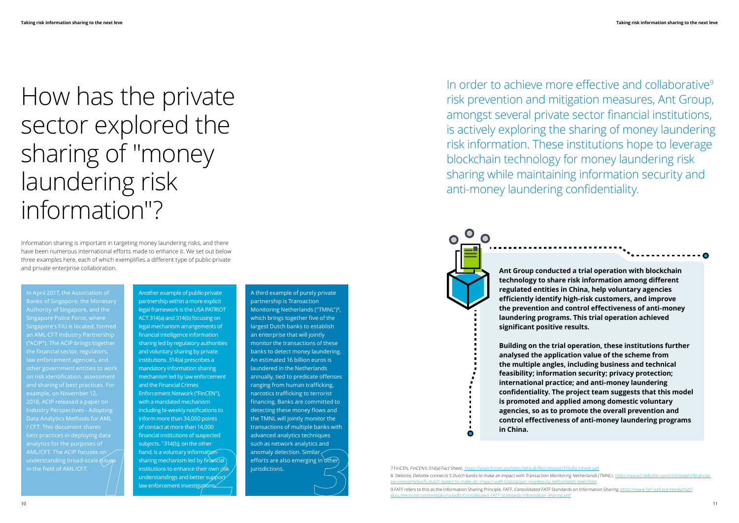# How has the private sector explored the sharing of "money laundering risk information"?

Information sharing is important in targeting money laundering risks, and there have been numerous international efforts made to enhance it. We set out below three examples here, each of which exemplifies a different type of public-private and private enterprise collaboration.

In April 2017, the Association of Banks of Singapore, the Monetary Authority of Singapore, and the Singapore Police Force, where Singapore's FIU is located, formed an AML-CFT Industry Partnership ("ACIP"). The ACIP brings together the financial sector, regulators, law enforcement agencies, and other government entities to work on risk identification, assessment and sharing of best practices. For example, on November 12, 2018, ACIP released a paper on Industry Perspectives - Adopting Data Analytics Methods for AML / CFT. This document shares best practices in deploying data analytics for the purposes of AML/CFT. The ACIP focuses on understanding broad-scale issues in the field of AML/CFT.

Another example of public-private partnership within a more explicit legal framework is the USA PATRIOT ACT 314(a) and 314(b) focusing on legal mechanism arrangements of financial intelligence information sharing led by regulatory authorities and voluntary sharing by private institutions. 314(a) prescribes a mandatory information sharing mechanism led by law enforcement and the Financial Crimes Enforcement Network ("FinCEN"), with a mandated mechanism including bi-weekly notifications to inform more than 34,000 points of contact at more than 14,000 financial institutions of suspected subjects.[7] 314(b), on the other hand, is a voluntary information-sharing mechanism led by financial institutions to enhance their own risk understandings and better support law enforcement investigations.

A third example of purely private partnership is Transaction Monitoring Netherlands ("TMNL")[8], which brings together five of the largest Dutch banks to establish an enterprise that will jointly monitor the transactions of these banks to detect money laundering. An estimated 16 billion euros is laundered in the Netherlands annually, tied to predicate offenses ranging from human trafficking, narcotics trafficking to terrorist financing. Banks are committed to detecting these money flows and the TMNL will jointly monitor the transactions of multiple banks with advanced analytics techniques such as network analytics and anomaly detection. Similar efforts are also emerging in other jurisdictions.

In order to achieve more effective and collaborative[9] risk prevention and mitigation measures, Ant Group, amongst several private sector financial institutions, is actively exploring the sharing of money laundering risk information. These institutions hope to leverage blockchain technology for money laundering risk sharing while maintaining information security and anti-money laundering confidentiality.

**Ant Group conducted a trial operation with blockchain technology to share risk information among different regulated entities in China, help voluntary agencies efficiently identify high-risk customers, and improve the prevention and control effectiveness of anti-money laundering programs. This trial operation achieved significant positive results.**

**Building on the trial operation, these institutions further analysed the application value of the scheme from the multiple angles, including business and technical feasibility; information security; privacy protection; international practice; and anti-money laundering confidentiality. The project team suggests that this model is promoted and applied among domestic voluntary agencies, so as to promote the overall prevention and control effectiveness of anti-money laundering programs in China.**

7.FinCEN, *FinCEN's 314(a) Fact Sheet*, https://www.fincen.gov/sites/default/files/shared/314afactsheet.pdf

8. Deloitte, *Deloitte connects 5 Dutch banks to make an impact with Transaction Monitoring Netherlands (TMNL)*, https://www2.deloitte.com/nl/nl/pages/financial-services/articles/5-dutch-banks-to-make-an-impact-with-transaction-monitoring-netherlands-tmnl.html

9.FATF refers to this as the Information Sharing Principle. FATF, *Consolidated FATF Standards on Information Sharing*, https://www.fatf-gafi.org/media/fatf/documents/recommendations/pdfs/Consolidated-FATF-Standards-information-sharing.pdf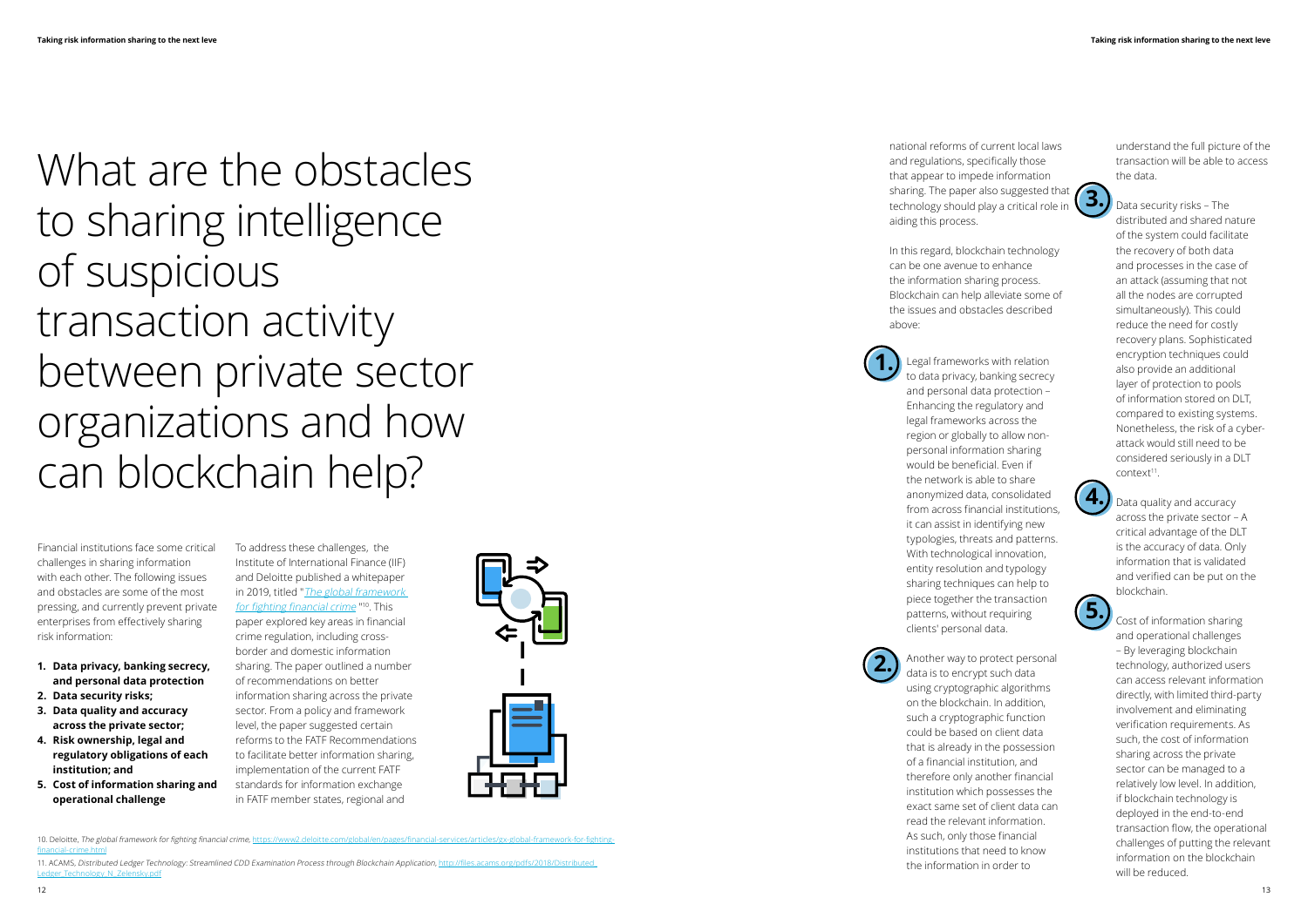# What are the obstacles to sharing intelligence of suspicious transaction activity between private sector organizations and how can blockchain help?

Financial institutions face some critical challenges in sharing information with each other. The following issues and obstacles are some of the most pressing, and currently prevent private enterprises from effectively sharing risk information:

1. **Data privacy, banking secrecy, and personal data protection**
2. **Data security risks;**
3. **Data quality and accuracy across the private sector;**
4. **Risk ownership, legal and regulatory obligations of each institution; and**
5. **Cost of information sharing and operational challenge**

To address these challenges, the Institute of International Finance (IIF) and Deloitte published a whitepaper in 2019, titled "*The global framework for fighting financial crime*"[10]. This paper explored key areas in financial crime regulation, including cross-border and domestic information sharing. The paper outlined a number of recommendations on better information sharing across the private sector. From a policy and framework level, the paper suggested certain reforms to the FATF Recommendations to facilitate better information sharing, implementation of the current FATF standards for information exchange in FATF member states, regional and national reforms of current local laws and regulations, specifically those that appear to impede information sharing. The paper also suggested that technology should play a critical role in aiding this process.

In this regard, blockchain technology can be one avenue to enhance the information sharing process. Blockchain can help alleviate some of the issues and obstacles described above:

1. Legal frameworks with relation to data privacy, banking secrecy and personal data protection – Enhancing the regulatory and legal frameworks across the region or globally to allow non-personal information sharing would be beneficial. Even if the network is able to share anonymized data, consolidated from across financial institutions, it can assist in identifying new typologies, threats and patterns. With technological innovation, entity resolution and typology sharing techniques can help to piece together the transaction patterns, without requiring clients' personal data.

2. Another way to protect personal data is to encrypt such data using cryptographic algorithms on the blockchain. In addition, such a cryptographic function could be based on client data that is already in the possession of a financial institution, and therefore only another financial institution which possesses the exact same set of client data can read the relevant information. As such, only those financial institutions that need to know the information in order to understand the full picture of the transaction will be able to access the data.

3. Data security risks – The distributed and shared nature of the system could facilitate the recovery of both data and processes in the case of an attack (assuming that not all the nodes are corrupted simultaneously). This could reduce the need for costly recovery plans. Sophisticated encryption techniques could also provide an additional layer of protection to pools of information stored on DLT, compared to existing systems. Nonetheless, the risk of a cyber-attack would still need to be considered seriously in a DLT context[11].

4. Data quality and accuracy across the private sector – A critical advantage of the DLT is the accuracy of data. Only information that is validated and verified can be put on the blockchain.

5. Cost of information sharing and operational challenges – By leveraging blockchain technology, authorized users can access relevant information directly, with limited third-party involvement and eliminating verification requirements. As such, the cost of information sharing across the private sector can be managed to a relatively low level. In addition, if blockchain technology is deployed in the end-to-end transaction flow, the operational challenges of putting the relevant information on the blockchain will be reduced.

10. Deloitte, *The global framework for fighting financial crime*, https://www2.deloitte.com/global/en/pages/financial-services/articles/gx-global-framework-for-fighting-financial-crime.html

11. ACAMS, *Distributed Ledger Technology: Streamlined CDD Examination Process through Blockchain Application*, http://files.acams.org/pdfs/2018/Distributed_Ledger_Technology_N_Zelensky.pdf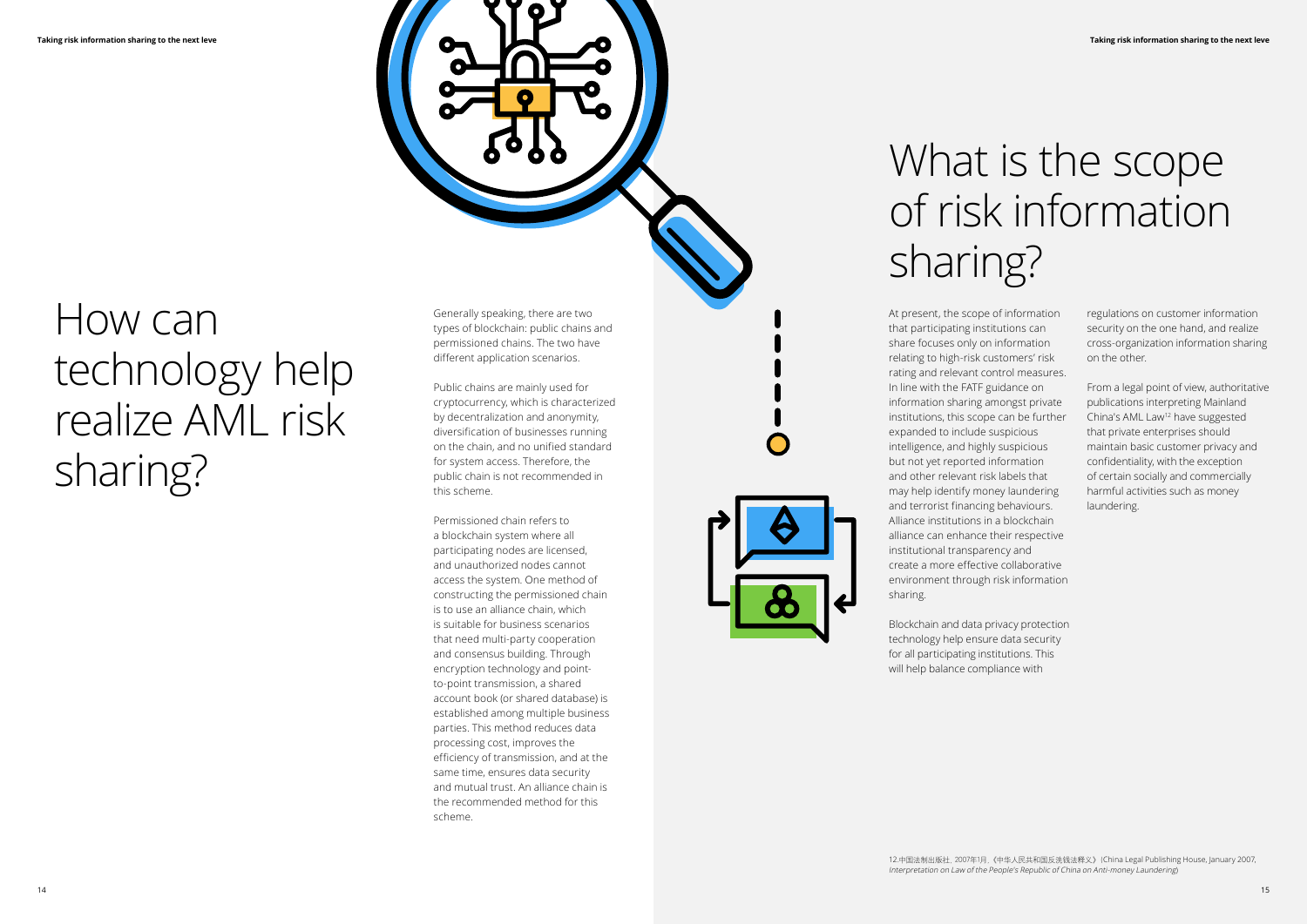# How can technology help realize AML risk sharing?

Generally speaking, there are two types of blockchain: public chains and permissioned chains. The two have different application scenarios.

Public chains are mainly used for cryptocurrency, which is characterized by decentralization and anonymity, diversification of businesses running on the chain, and no unified standard for system access. Therefore, the public chain is not recommended in this scheme.

Permissioned chain refers to a blockchain system where all participating nodes are licensed, and unauthorized nodes cannot access the system. One method of constructing the permissioned chain is to use an alliance chain, which is suitable for business scenarios that need multi-party cooperation and consensus building. Through encryption technology and point-to-point transmission, a shared account book (or shared database) is established among multiple business parties. This method reduces data processing cost, improves the efficiency of transmission, and at the same time, ensures data security and mutual trust. An alliance chain is the recommended method for this scheme.

# What is the scope of risk information sharing?

At present, the scope of information that participating institutions can share focuses only on information relating to high-risk customers' risk rating and relevant control measures. In line with the FATF guidance on information sharing amongst private institutions, this scope can be further expanded to include suspicious intelligence, and highly suspicious but not yet reported information and other relevant risk labels that may help identify money laundering and terrorist financing behaviours. Alliance institutions in a blockchain alliance can enhance their respective institutional transparency and create a more effective collaborative environment through risk information sharing.

Blockchain and data privacy protection technology help ensure data security for all participating institutions. This will help balance compliance with regulations on customer information security on the one hand, and realize cross-organization information sharing on the other.

From a legal point of view, authoritative publications interpreting Mainland China's AML Law[12] have suggested that private enterprises should maintain basic customer privacy and confidentiality, with the exception of certain socially and commercially harmful activities such as money laundering.

12.中国法制出版社，2007年1月，《中华人民共和国反洗钱法释义》(China Legal Publishing House, January 2007, *Interpretation on Law of the People's Republic of China on Anti-money Laundering*)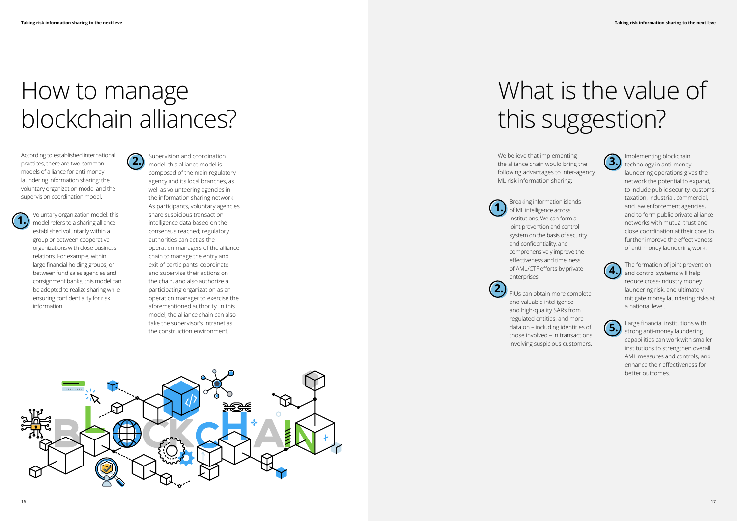# How to manage blockchain alliances?

According to established international practices, there are two common models of alliance for anti-money laundering information sharing: the voluntary organization model and the supervision coordination model.

1. Voluntary organization model: this model refers to a sharing alliance established voluntarily within a group or between cooperative organizations with close business relations. For example, within large financial holding groups, or between fund sales agencies and consignment banks, this model can be adopted to realize sharing while ensuring confidentiality for risk information.

2. Supervision and coordination model: this alliance model is composed of the main regulatory agency and its local branches, as well as volunteering agencies in the information sharing network. As participants, voluntary agencies share suspicious transaction intelligence data based on the consensus reached; regulatory authorities can act as the operation managers of the alliance chain to manage the entry and exit of participants, coordinate and supervise their actions on the chain, and also authorize a participating organization as an operation manager to exercise the aforementioned authority. In this model, the alliance chain can also take the supervisor's intranet as the construction environment.

# What is the value of this suggestion?

We believe that implementing the alliance chain would bring the following advantages to inter-agency ML risk information sharing:

1. Breaking information islands of ML intelligence across institutions. We can form a joint prevention and control system on the basis of security and confidentiality, and comprehensively improve the effectiveness and timeliness of AML/CTF efforts by private enterprises.

2. FIUs can obtain more complete and valuable intelligence and high-quality SARs from regulated entities, and more data on – including identities of those involved – in transactions involving suspicious customers.

3. Implementing blockchain technology in anti-money laundering operations gives the network the potential to expand, to include public security, customs, taxation, industrial, commercial, and law enforcement agencies, and to form public-private alliance networks with mutual trust and close coordination at their core, to further improve the effectiveness of anti-money laundering work.

4. The formation of joint prevention and control systems will help reduce cross-industry money laundering risk, and ultimately mitigate money laundering risks at a national level.

5. Large financial institutions with strong anti-money laundering capabilities can work with smaller institutions to strengthen overall AML measures and controls, and enhance their effectiveness for better outcomes.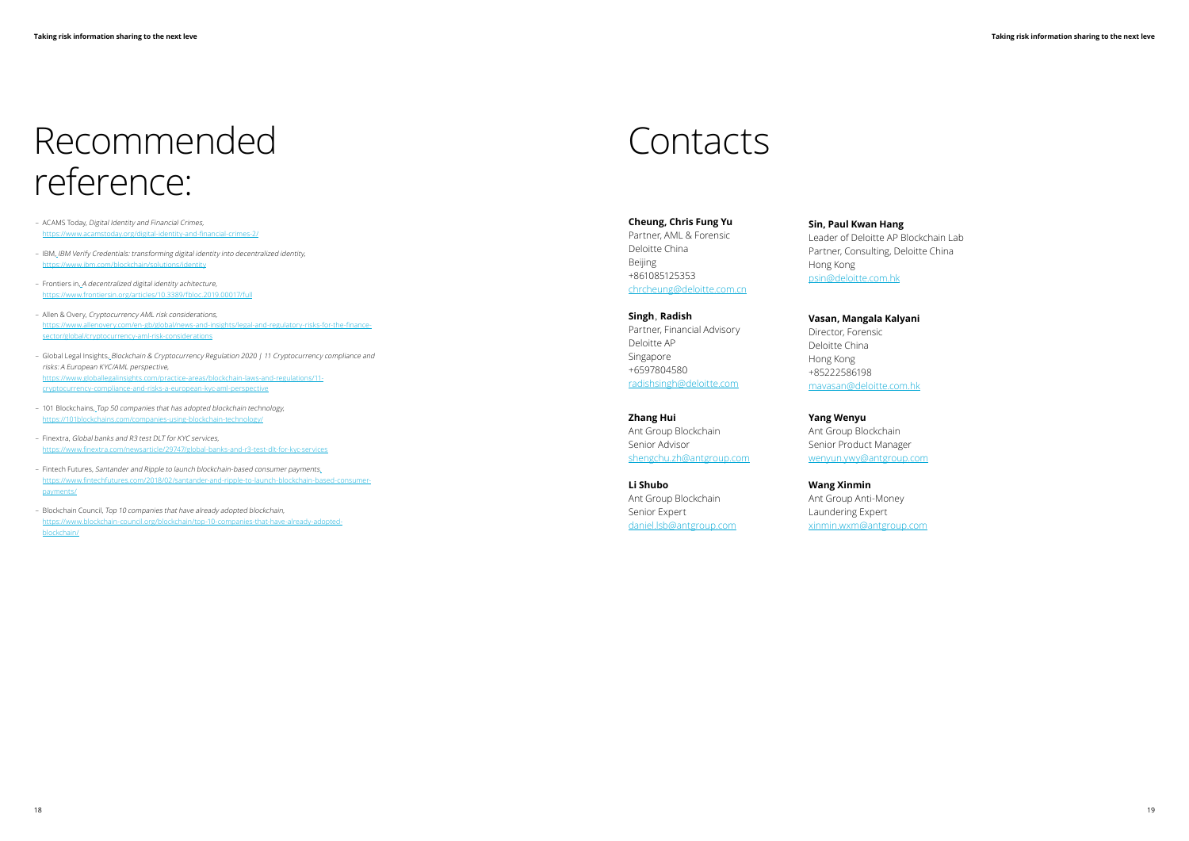# Recommended reference:

- ACAMS Today, *Digital Identity and Financial Crimes,* https://www.acamstoday.org/digital-identity-and-financial-crimes-2/
- IBM, *IBM Verify Credentials: transforming digital identity into decentralized identity,* https://www.ibm.com/blockchain/solutions/identity
- Frontiers in, *A decentralized digital identity achitecture,* https://www.frontiersin.org/articles/10.3389/fbloc.2019.00017/full
- Allen & Overy, *Cryptocurrency AML risk considerations,* https://www.allenovery.com/en-gb/global/news-and-insights/legal-and-regulatory-risks-for-the-finance-sector/global/cryptocurrency-aml-risk-considerations
- Global Legal Insights, *Blockchain & Cryptocurrency Regulation 2020 | 11 Cryptocurrency compliance and risks: A European KYC/AML perspective,* https://www.globallegalinsights.com/practice-areas/blockchain-laws-and-regulations/11-cryptocurrency-compliance-and-risks-a-european-kyc-aml-perspective
- 101 Blockchains, *Top 50 companies that has adopted blockchain technology,* https://101blockchains.com/companies-using-blockchain-technology/
- Finextra, *Global banks and R3 test DLT for KYC services,* https://www.finextra.com/newsarticle/29747/global-banks-and-r3-test-dlt-for-kyc-services
- Fintech Futures, *Santander and Ripple to launch blockchain-based consumer payments,* https://www.fintechfutures.com/2018/02/santander-and-ripple-to-launch-blockchain-based-consumer-payments/
- Blockchain Council, *Top 10 companies that have already adopted blockchain,* https://www.blockchain-council.org/blockchain/top-10-companies-that-have-already-adopted-blockchain/

# Contacts

**Cheung, Chris Fung Yu**
Partner, AML & Forensic
Deloitte China
Beijing
+861085125353
chrcheung@deloitte.com.cn

**Singh**, **Radish**
Partner, Financial Advisory
Deloitte AP
Singapore
+6597804580
radishsingh@deloitte.com

**Zhang Hui**
Ant Group Blockchain
Senior Advisor
shengchu.zh@antgroup.com

**Li Shubo**
Ant Group Blockchain
Senior Expert
daniel.lsb@antgroup.com

**Sin, Paul Kwan Hang**
Leader of Deloitte AP Blockchain Lab
Partner, Consulting, Deloitte China
Hong Kong
psin@deloitte.com.hk

**Vasan, Mangala Kalyani**
Director, Forensic
Deloitte China
Hong Kong
+85222586198
mavasan@deloitte.com.hk

**Yang Wenyu**
Ant Group Blockchain
Senior Product Manager
wenyun.ywy@antgroup.com

**Wang Xinmin**
Ant Group Anti-Money
Laundering Expert
xinmin.wxm@antgroup.com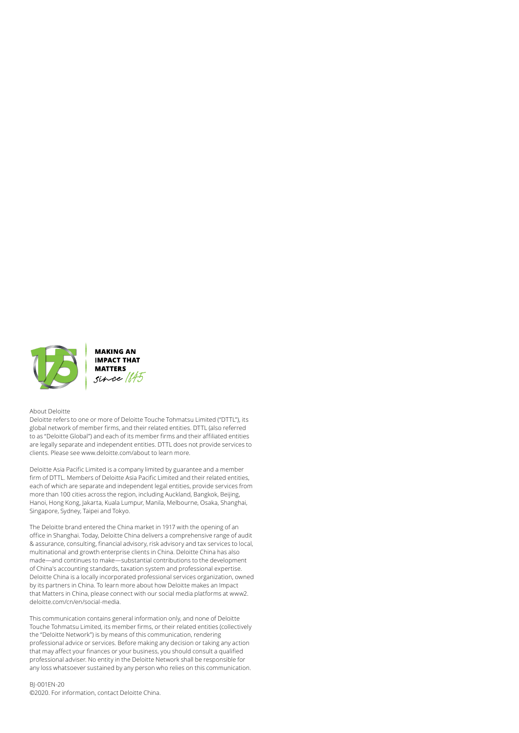MAKING AN IMPACT THAT MATTERS

*since 1845*

About Deloitte

Deloitte refers to one or more of Deloitte Touche Tohmatsu Limited ("DTTL"), its global network of member firms, and their related entities. DTTL (also referred to as "Deloitte Global") and each of its member firms and their affiliated entities are legally separate and independent entities. DTTL does not provide services to clients. Please see www.deloitte.com/about to learn more.

Deloitte Asia Pacific Limited is a company limited by guarantee and a member firm of DTTL. Members of Deloitte Asia Pacific Limited and their related entities, each of which are separate and independent legal entities, provide services from more than 100 cities across the region, including Auckland, Bangkok, Beijing, Hanoi, Hong Kong, Jakarta, Kuala Lumpur, Manila, Melbourne, Osaka, Shanghai, Singapore, Sydney, Taipei and Tokyo.

The Deloitte brand entered the China market in 1917 with the opening of an office in Shanghai. Today, Deloitte China delivers a comprehensive range of audit & assurance, consulting, financial advisory, risk advisory and tax services to local, multinational and growth enterprise clients in China. Deloitte China has also made—and continues to make—substantial contributions to the development of China's accounting standards, taxation system and professional expertise. Deloitte China is a locally incorporated professional services organization, owned by its partners in China. To learn more about how Deloitte makes an Impact that Matters in China, please connect with our social media platforms at www2.deloitte.com/cn/en/social-media.

This communication contains general information only, and none of Deloitte Touche Tohmatsu Limited, its member firms, or their related entities (collectively the "Deloitte Network") is by means of this communication, rendering professional advice or services. Before making any decision or taking any action that may affect your finances or your business, you should consult a qualified professional adviser. No entity in the Deloitte Network shall be responsible for any loss whatsoever sustained by any person who relies on this communication.

BJ-001EN-20
©2020. For information, contact Deloitte China.